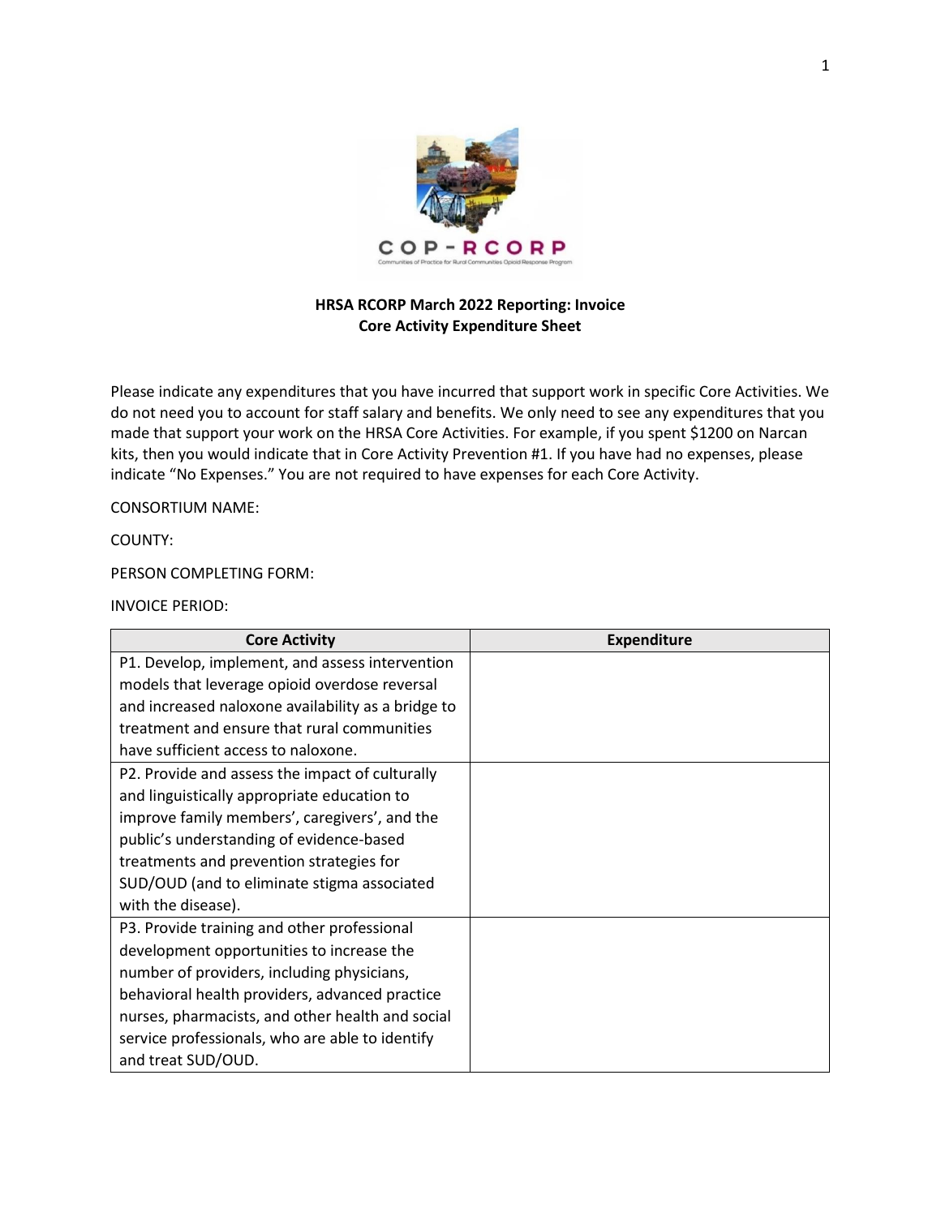**HRSA RCORP March 2022 Reporting: Invoice**
**Core Activity Expenditure Sheet**

Please indicate any expenditures that you have incurred that support work in specific Core Activities. We do not need you to account for staff salary and benefits. We only need to see any expenditures that you made that support your work on the HRSA Core Activities. For example, if you spent $1200 on Narcan kits, then you would indicate that in Core Activity Prevention #1. If you have had no expenses, please indicate "No Expenses." You are not required to have expenses for each Core Activity.

CONSORTIUM NAME:

COUNTY:

PERSON COMPLETING FORM:

INVOICE PERIOD:

| Core Activity | Expenditure |
|---|---|
| P1. Develop, implement, and assess intervention models that leverage opioid overdose reversal and increased naloxone availability as a bridge to treatment and ensure that rural communities have sufficient access to naloxone. | |
| P2. Provide and assess the impact of culturally and linguistically appropriate education to improve family members', caregivers', and the public's understanding of evidence-based treatments and prevention strategies for SUD/OUD (and to eliminate stigma associated with the disease). | |
| P3. Provide training and other professional development opportunities to increase the number of providers, including physicians, behavioral health providers, advanced practice nurses, pharmacists, and other health and social service professionals, who are able to identify and treat SUD/OUD. | |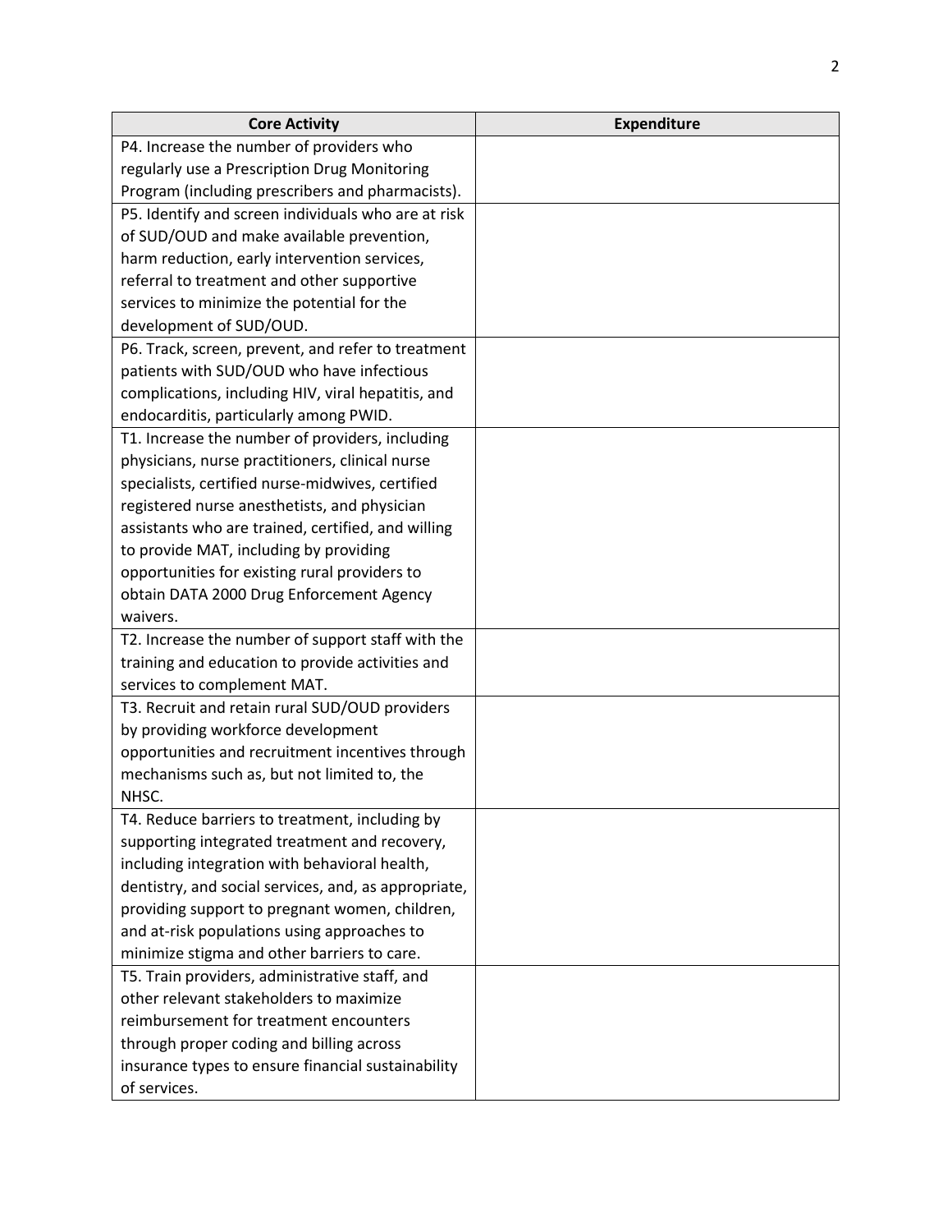| Core Activity | Expenditure |
| --- | --- |
| P4. Increase the number of providers who regularly use a Prescription Drug Monitoring Program (including prescribers and pharmacists). | |
| P5. Identify and screen individuals who are at risk of SUD/OUD and make available prevention, harm reduction, early intervention services, referral to treatment and other supportive services to minimize the potential for the development of SUD/OUD. | |
| P6. Track, screen, prevent, and refer to treatment patients with SUD/OUD who have infectious complications, including HIV, viral hepatitis, and endocarditis, particularly among PWID. | |
| T1. Increase the number of providers, including physicians, nurse practitioners, clinical nurse specialists, certified nurse-midwives, certified registered nurse anesthetists, and physician assistants who are trained, certified, and willing to provide MAT, including by providing opportunities for existing rural providers to obtain DATA 2000 Drug Enforcement Agency waivers. | |
| T2. Increase the number of support staff with the training and education to provide activities and services to complement MAT. | |
| T3. Recruit and retain rural SUD/OUD providers by providing workforce development opportunities and recruitment incentives through mechanisms such as, but not limited to, the NHSC. | |
| T4. Reduce barriers to treatment, including by supporting integrated treatment and recovery, including integration with behavioral health, dentistry, and social services, and, as appropriate, providing support to pregnant women, children, and at-risk populations using approaches to minimize stigma and other barriers to care. | |
| T5. Train providers, administrative staff, and other relevant stakeholders to maximize reimbursement for treatment encounters through proper coding and billing across insurance types to ensure financial sustainability of services. | |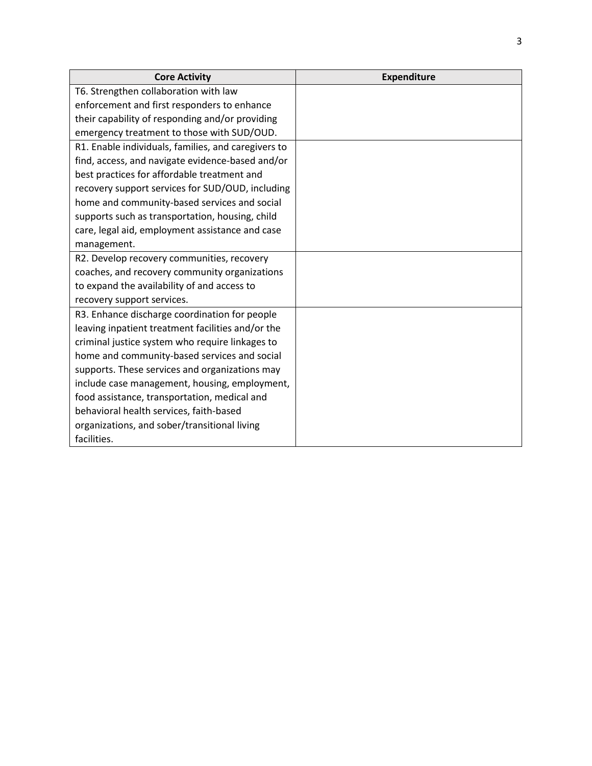| Core Activity | Expenditure |
| --- | --- |
| T6. Strengthen collaboration with law enforcement and first responders to enhance their capability of responding and/or providing emergency treatment to those with SUD/OUD. | |
| R1. Enable individuals, families, and caregivers to find, access, and navigate evidence-based and/or best practices for affordable treatment and recovery support services for SUD/OUD, including home and community-based services and social supports such as transportation, housing, child care, legal aid, employment assistance and case management. | |
| R2. Develop recovery communities, recovery coaches, and recovery community organizations to expand the availability of and access to recovery support services. | |
| R3. Enhance discharge coordination for people leaving inpatient treatment facilities and/or the criminal justice system who require linkages to home and community-based services and social supports. These services and organizations may include case management, housing, employment, food assistance, transportation, medical and behavioral health services, faith-based organizations, and sober/transitional living facilities. | |